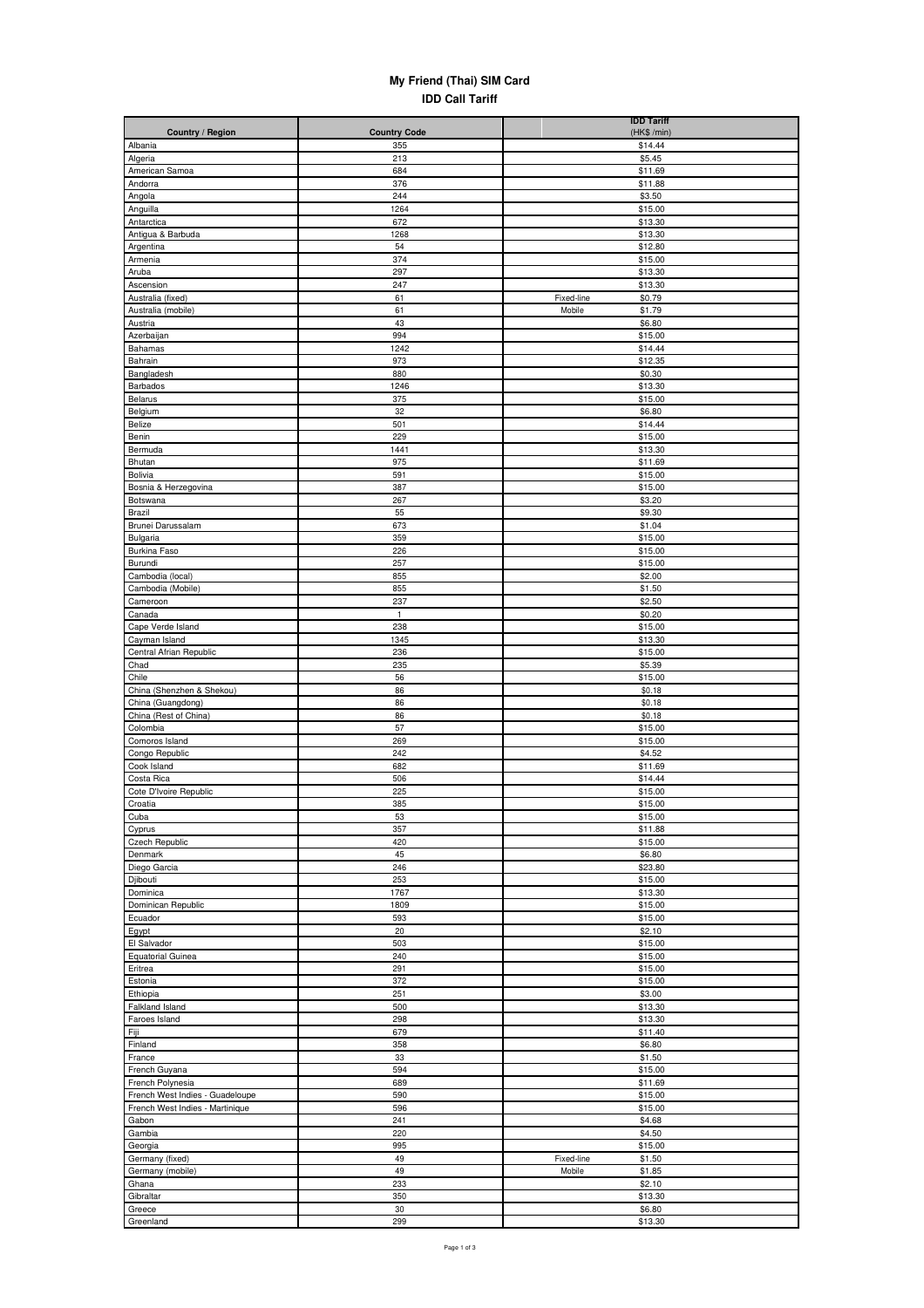# My Friend (Thai) SIM Card

## IDD Call Tariff

| Country / Region | Country Code | IDD Tariff (HK$ /min) |
|---|---|---|
| Albania | 355 | $14.44 |
| Algeria | 213 | $5.45 |
| American Samoa | 684 | $11.69 |
| Andorra | 376 | $11.88 |
| Angola | 244 | $3.50 |
| Anguilla | 1264 | $15.00 |
| Antarctica | 672 | $13.30 |
| Antigua & Barbuda | 1268 | $13.30 |
| Argentina | 54 | $12.80 |
| Armenia | 374 | $15.00 |
| Aruba | 297 | $13.30 |
| Ascension | 247 | $13.30 |
| Australia (fixed) | 61 | Fixed-line $0.79 |
| Australia (mobile) | 61 | Mobile $1.79 |
| Austria | 43 | $6.80 |
| Azerbaijan | 994 | $15.00 |
| Bahamas | 1242 | $14.44 |
| Bahrain | 973 | $12.35 |
| Bangladesh | 880 | $0.30 |
| Barbados | 1246 | $13.30 |
| Belarus | 375 | $15.00 |
| Belgium | 32 | $6.80 |
| Belize | 501 | $14.44 |
| Benin | 229 | $15.00 |
| Bermuda | 1441 | $13.30 |
| Bhutan | 975 | $11.69 |
| Bolivia | 591 | $15.00 |
| Bosnia & Herzegovina | 387 | $15.00 |
| Botswana | 267 | $3.20 |
| Brazil | 55 | $9.30 |
| Brunei Darussalam | 673 | $1.04 |
| Bulgaria | 359 | $15.00 |
| Burkina Faso | 226 | $15.00 |
| Burundi | 257 | $15.00 |
| Cambodia (local) | 855 | $2.00 |
| Cambodia (Mobile) | 855 | $1.50 |
| Cameroon | 237 | $2.50 |
| Canada | 1 | $0.20 |
| Cape Verde Island | 238 | $15.00 |
| Cayman Island | 1345 | $13.30 |
| Central Afrian Republic | 236 | $15.00 |
| Chad | 235 | $5.39 |
| Chile | 56 | $15.00 |
| China (Shenzhen & Shekou) | 86 | $0.18 |
| China (Guangdong) | 86 | $0.18 |
| China (Rest of China) | 86 | $0.18 |
| Colombia | 57 | $15.00 |
| Comoros Island | 269 | $15.00 |
| Congo Republic | 242 | $4.52 |
| Cook Island | 682 | $11.69 |
| Costa Rica | 506 | $14.44 |
| Cote D'Ivoire Republic | 225 | $15.00 |
| Croatia | 385 | $15.00 |
| Cuba | 53 | $15.00 |
| Cyprus | 357 | $11.88 |
| Czech Republic | 420 | $15.00 |
| Denmark | 45 | $6.80 |
| Diego Garcia | 246 | $23.80 |
| Djibouti | 253 | $15.00 |
| Dominica | 1767 | $13.30 |
| Dominican Republic | 1809 | $15.00 |
| Ecuador | 593 | $15.00 |
| Egypt | 20 | $2.10 |
| El Salvador | 503 | $15.00 |
| Equatorial Guinea | 240 | $15.00 |
| Eritrea | 291 | $15.00 |
| Estonia | 372 | $15.00 |
| Ethiopia | 251 | $3.00 |
| Falkland Island | 500 | $13.30 |
| Faroes Island | 298 | $13.30 |
| Fiji | 679 | $11.40 |
| Finland | 358 | $6.80 |
| France | 33 | $1.50 |
| French Guyana | 594 | $15.00 |
| French Polynesia | 689 | $11.69 |
| French West Indies - Guadeloupe | 590 | $15.00 |
| French West Indies - Martinique | 596 | $15.00 |
| Gabon | 241 | $4.68 |
| Gambia | 220 | $4.50 |
| Georgia | 995 | $15.00 |
| Germany (fixed) | 49 | Fixed-line $1.50 |
| Germany (mobile) | 49 | Mobile $1.85 |
| Ghana | 233 | $2.10 |
| Gibraltar | 350 | $13.30 |
| Greece | 30 | $6.80 |
| Greenland | 299 | $13.30 |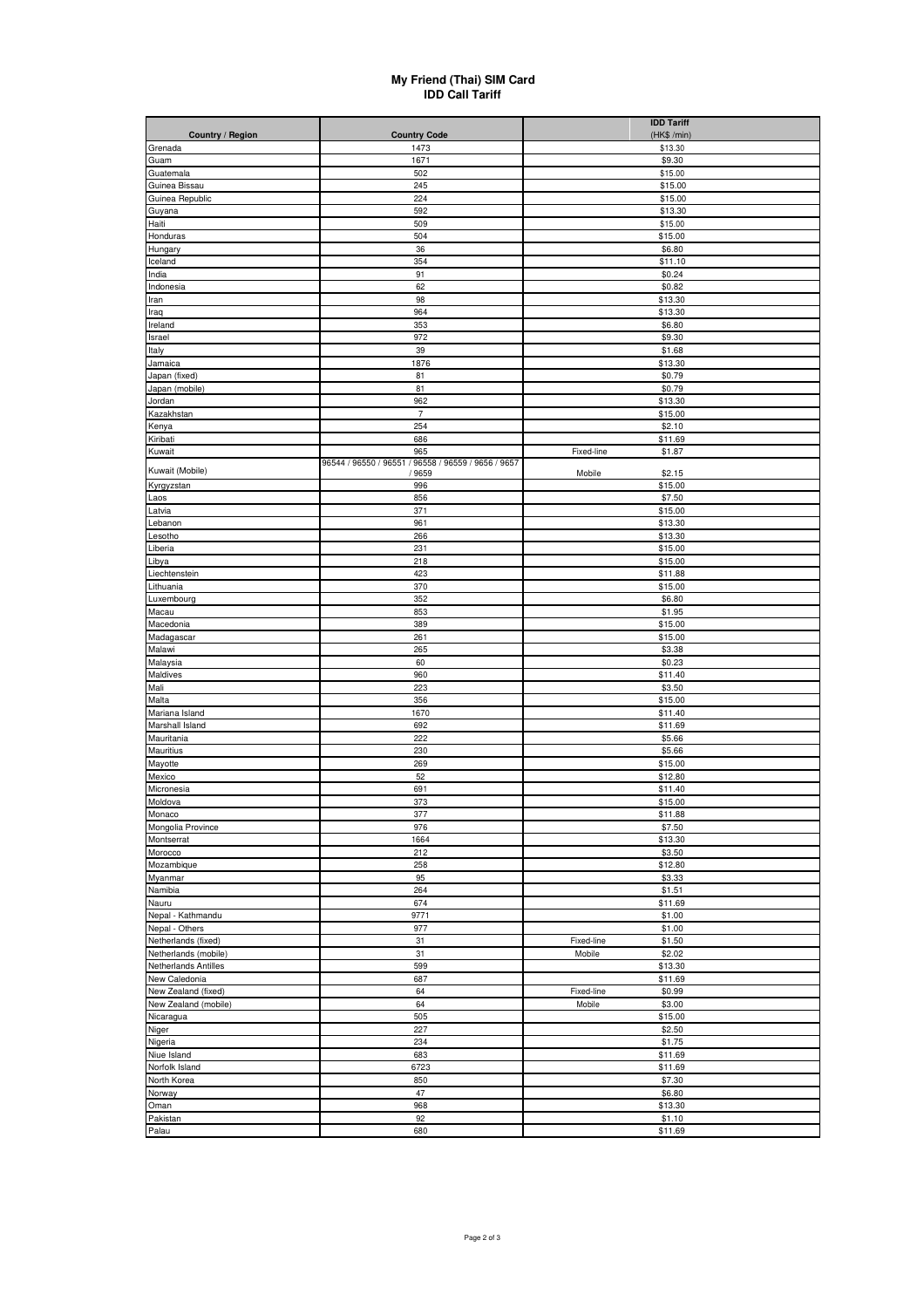# My Friend (Thai) SIM Card
## IDD Call Tariff

| Country / Region | Country Code | | IDD Tariff (HK$ /min) |
|---|---|---|---|
| Grenada | 1473 | | $13.30 |
| Guam | 1671 | | $9.30 |
| Guatemala | 502 | | $15.00 |
| Guinea Bissau | 245 | | $15.00 |
| Guinea Republic | 224 | | $15.00 |
| Guyana | 592 | | $13.30 |
| Haiti | 509 | | $15.00 |
| Honduras | 504 | | $15.00 |
| Hungary | 36 | | $6.80 |
| Iceland | 354 | | $11.10 |
| India | 91 | | $0.24 |
| Indonesia | 62 | | $0.82 |
| Iran | 98 | | $13.30 |
| Iraq | 964 | | $13.30 |
| Ireland | 353 | | $6.80 |
| Israel | 972 | | $9.30 |
| Italy | 39 | | $1.68 |
| Jamaica | 1876 | | $13.30 |
| Japan (fixed) | 81 | | $0.79 |
| Japan (mobile) | 81 | | $0.79 |
| Jordan | 962 | | $13.30 |
| Kazakhstan | 7 | | $15.00 |
| Kenya | 254 | | $2.10 |
| Kiribati | 686 | | $11.69 |
| Kuwait | 965 | Fixed-line | $1.87 |
| Kuwait (Mobile) | 96544 / 96550 / 96551 / 96558 / 96559 / 9656 / 9657 / 9659 | Mobile | $2.15 |
| Kyrgyzstan | 996 | | $15.00 |
| Laos | 856 | | $7.50 |
| Latvia | 371 | | $15.00 |
| Lebanon | 961 | | $13.30 |
| Lesotho | 266 | | $13.30 |
| Liberia | 231 | | $15.00 |
| Libya | 218 | | $15.00 |
| Liechtenstein | 423 | | $11.88 |
| Lithuania | 370 | | $15.00 |
| Luxembourg | 352 | | $6.80 |
| Macau | 853 | | $1.95 |
| Macedonia | 389 | | $15.00 |
| Madagascar | 261 | | $15.00 |
| Malawi | 265 | | $3.38 |
| Malaysia | 60 | | $0.23 |
| Maldives | 960 | | $11.40 |
| Mali | 223 | | $3.50 |
| Malta | 356 | | $15.00 |
| Mariana Island | 1670 | | $11.40 |
| Marshall Island | 692 | | $11.69 |
| Mauritania | 222 | | $5.66 |
| Mauritius | 230 | | $5.66 |
| Mayotte | 269 | | $15.00 |
| Mexico | 52 | | $12.80 |
| Micronesia | 691 | | $11.40 |
| Moldova | 373 | | $15.00 |
| Monaco | 377 | | $11.88 |
| Mongolia Province | 976 | | $7.50 |
| Montserrat | 1664 | | $13.30 |
| Morocco | 212 | | $3.50 |
| Mozambique | 258 | | $12.80 |
| Myanmar | 95 | | $3.33 |
| Namibia | 264 | | $1.51 |
| Nauru | 674 | | $11.69 |
| Nepal - Kathmandu | 9771 | | $1.00 |
| Nepal - Others | 977 | | $1.00 |
| Netherlands (fixed) | 31 | Fixed-line | $1.50 |
| Netherlands (mobile) | 31 | Mobile | $2.02 |
| Netherlands Antilles | 599 | | $13.30 |
| New Caledonia | 687 | | $11.69 |
| New Zealand (fixed) | 64 | Fixed-line | $0.99 |
| New Zealand (mobile) | 64 | Mobile | $3.00 |
| Nicaragua | 505 | | $15.00 |
| Niger | 227 | | $2.50 |
| Nigeria | 234 | | $1.75 |
| Niue Island | 683 | | $11.69 |
| Norfolk Island | 6723 | | $11.69 |
| North Korea | 850 | | $7.30 |
| Norway | 47 | | $6.80 |
| Oman | 968 | | $13.30 |
| Pakistan | 92 | | $1.10 |
| Palau | 680 | | $11.69 |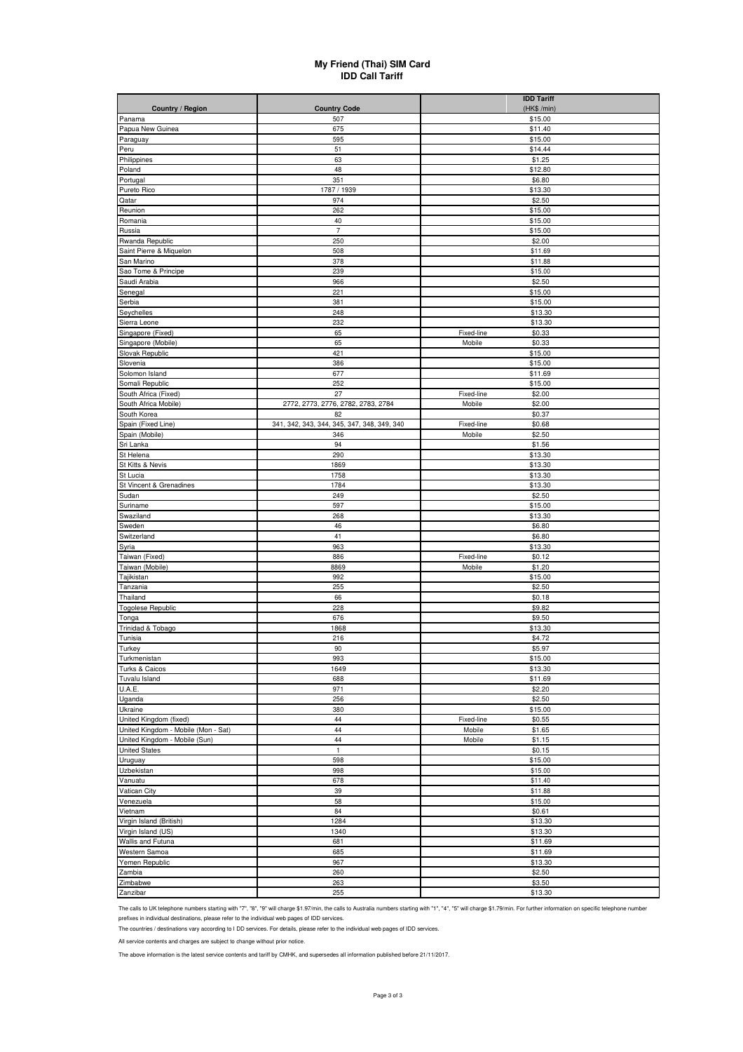# My Friend (Thai) SIM Card
## IDD Call Tariff

| Country / Region | Country Code | | IDD Tariff (HK$ /min) |
|---|---|---|---|
| Panama | 507 | | $15.00 |
| Papua New Guinea | 675 | | $11.40 |
| Paraguay | 595 | | $15.00 |
| Peru | 51 | | $14.44 |
| Philippines | 63 | | $1.25 |
| Poland | 48 | | $12.80 |
| Portugal | 351 | | $6.80 |
| Pureto Rico | 1787 / 1939 | | $13.30 |
| Qatar | 974 | | $2.50 |
| Reunion | 262 | | $15.00 |
| Romania | 40 | | $15.00 |
| Russia | 7 | | $15.00 |
| Rwanda Republic | 250 | | $2.00 |
| Saint Pierre & Miquelon | 508 | | $11.69 |
| San Marino | 378 | | $11.88 |
| Sao Tome & Principe | 239 | | $15.00 |
| Saudi Arabia | 966 | | $2.50 |
| Senegal | 221 | | $15.00 |
| Serbia | 381 | | $15.00 |
| Seychelles | 248 | | $13.30 |
| Sierra Leone | 232 | | $13.30 |
| Singapore (Fixed) | 65 | Fixed-line | $0.33 |
| Singapore (Mobile) | 65 | Mobile | $0.33 |
| Slovak Republic | 421 | | $15.00 |
| Slovenia | 386 | | $15.00 |
| Solomon Island | 677 | | $11.69 |
| Somali Republic | 252 | | $15.00 |
| South Africa (Fixed) | 27 | Fixed-line | $2.00 |
| South Africa Mobile) | 2772, 2773, 2776, 2782, 2783, 2784 | Mobile | $2.00 |
| South Korea | 82 | | $0.37 |
| Spain (Fixed Line) | 341, 342, 343, 344, 345, 347, 348, 349, 340 | Fixed-line | $0.68 |
| Spain (Mobile) | 346 | Mobile | $2.50 |
| Sri Lanka | 94 | | $1.56 |
| St Helena | 290 | | $13.30 |
| St Kitts & Nevis | 1869 | | $13.30 |
| St Lucia | 1758 | | $13.30 |
| St Vincent & Grenadines | 1784 | | $13.30 |
| Sudan | 249 | | $2.50 |
| Suriname | 597 | | $15.00 |
| Swaziland | 268 | | $13.30 |
| Sweden | 46 | | $6.80 |
| Switzerland | 41 | | $6.80 |
| Syria | 963 | | $13.30 |
| Taiwan (Fixed) | 886 | Fixed-line | $0.12 |
| Taiwan (Mobile) | 8869 | Mobile | $1.20 |
| Tajikistan | 992 | | $15.00 |
| Tanzania | 255 | | $2.50 |
| Thailand | 66 | | $0.18 |
| Togolese Republic | 228 | | $9.82 |
| Tonga | 676 | | $9.50 |
| Trinidad & Tobago | 1868 | | $13.30 |
| Tunisia | 216 | | $4.72 |
| Turkey | 90 | | $5.97 |
| Turkmenistan | 993 | | $15.00 |
| Turks & Caicos | 1649 | | $13.30 |
| Tuvalu Island | 688 | | $11.69 |
| U.A.E. | 971 | | $2.20 |
| Uganda | 256 | | $2.50 |
| Ukraine | 380 | | $15.00 |
| United Kingdom (fixed) | 44 | Fixed-line | $0.55 |
| United Kingdom - Mobile (Mon - Sat) | 44 | Mobile | $1.65 |
| United Kingdom - Mobile (Sun) | 44 | Mobile | $1.15 |
| United States | 1 | | $0.15 |
| Uruguay | 598 | | $15.00 |
| Uzbekistan | 998 | | $15.00 |
| Vanuatu | 678 | | $11.40 |
| Vatican City | 39 | | $11.88 |
| Venezuela | 58 | | $15.00 |
| Vietnam | 84 | | $0.61 |
| Virgin Island (British) | 1284 | | $13.30 |
| Virgin Island (US) | 1340 | | $13.30 |
| Wallis and Futuna | 681 | | $11.69 |
| Western Samoa | 685 | | $11.69 |
| Yemen Republic | 967 | | $13.30 |
| Zambia | 260 | | $2.50 |
| Zimbabwe | 263 | | $3.50 |
| Zanzibar | 255 | | $13.30 |

The calls to UK telephone numbers starting with "7", "8", "9" will charge $1.97/min, the calls to Australia numbers starting with "1", "4", "5" will charge $1.79/min. For further information on specific telephone number prefixes in individual destinations, please refer to the individual web pages of IDD services.

The countries / destinations vary according to I DD services. For details, please refer to the individual web pages of IDD services.

All service contents and charges are subject to change without prior notice.

The above information is the latest service contents and tariff by CMHK, and supersedes all information published before 21/11/2017.